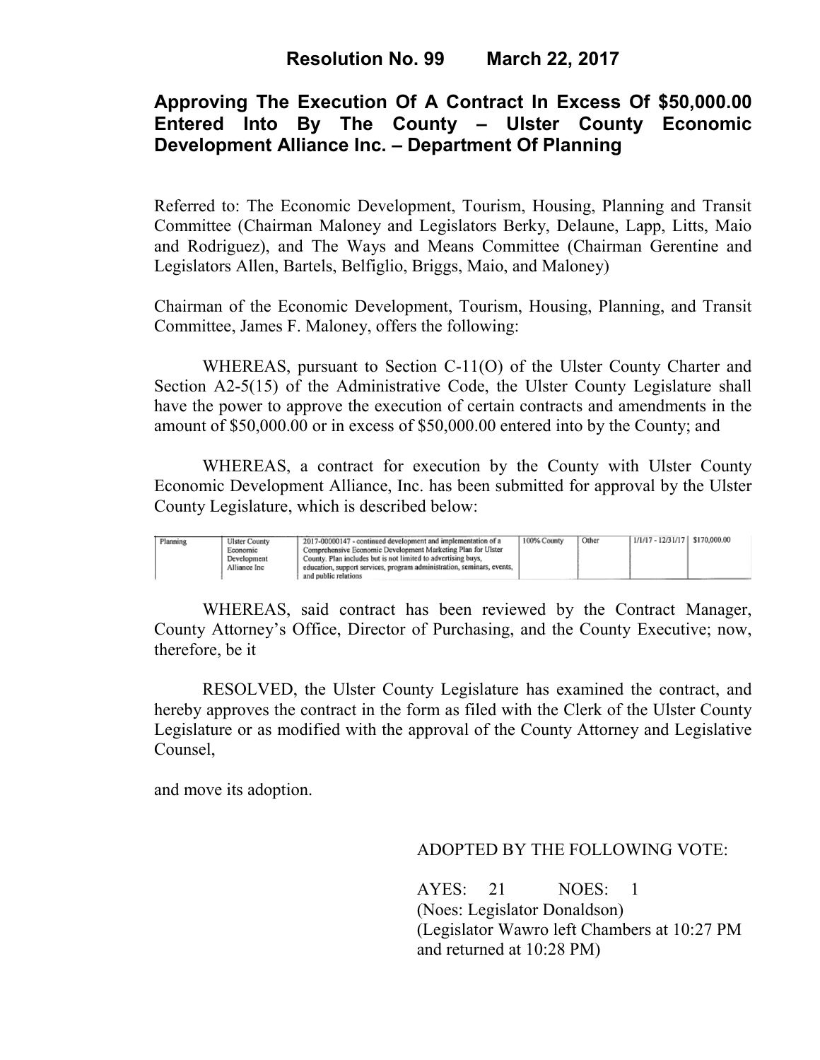# Resolution No. 99 March 22, 2017

## Approving The Execution Of A Contract In Excess Of $50,000.00 Entered Into By The County – Ulster County Economic Development Alliance Inc. – Department Of Planning

Referred to: The Economic Development, Tourism, Housing, Planning and Transit Committee (Chairman Maloney and Legislators Berky, Delaune, Lapp, Litts, Maio and Rodriguez), and The Ways and Means Committee (Chairman Gerentine and Legislators Allen, Bartels, Belfiglio, Briggs, Maio, and Maloney)

Chairman of the Economic Development, Tourism, Housing, Planning, and Transit Committee, James F. Maloney, offers the following:

WHEREAS, pursuant to Section C-11(O) of the Ulster County Charter and Section A2-5(15) of the Administrative Code, the Ulster County Legislature shall have the power to approve the execution of certain contracts and amendments in the amount of $50,000.00 or in excess of $50,000.00 entered into by the County; and

WHEREAS, a contract for execution by the County with Ulster County Economic Development Alliance, Inc. has been submitted for approval by the Ulster County Legislature, which is described below:

| | | | | | | |
|---|---|---|---|---|---|---|
| Planning | Ulster County Economic Development Alliance Inc | 2017-00000147 - continued development and implementation of a Comprehensive Economic Development Marketing Plan for Ulster County. Plan includes but is not limited to advertising buys, education, support services, program administration, seminars, events, and public relations | 100% County | Other | 1/1/17 - 12/31/17 | $170,000.00 |

WHEREAS, said contract has been reviewed by the Contract Manager, County Attorney's Office, Director of Purchasing, and the County Executive; now, therefore, be it

RESOLVED, the Ulster County Legislature has examined the contract, and hereby approves the contract in the form as filed with the Clerk of the Ulster County Legislature or as modified with the approval of the County Attorney and Legislative Counsel,

and move its adoption.

ADOPTED BY THE FOLLOWING VOTE:

AYES: 21 NOES: 1
(Noes: Legislator Donaldson)
(Legislator Wawro left Chambers at 10:27 PM and returned at 10:28 PM)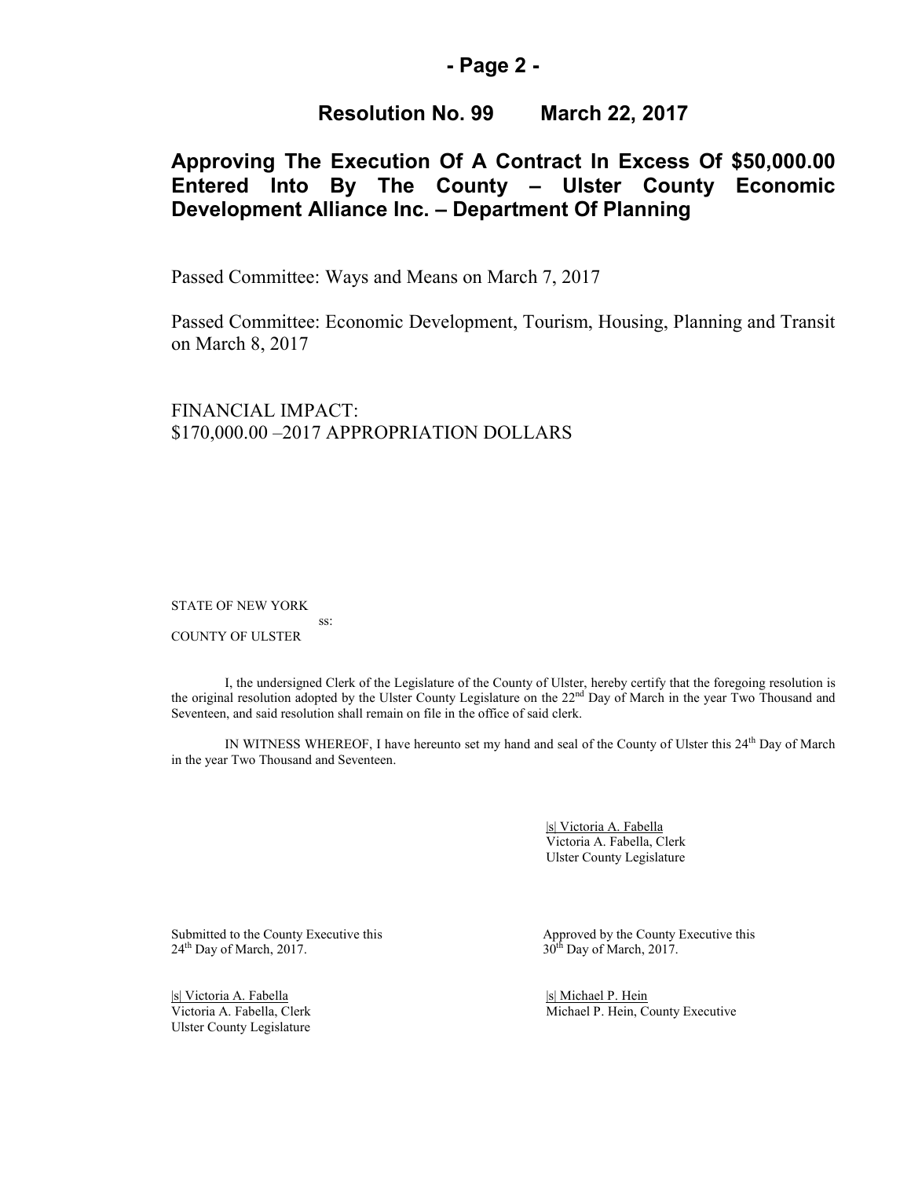## Resolution No. 99 March 22, 2017

## Approving The Execution Of A Contract In Excess Of $50,000.00 Entered Into By The County – Ulster County Economic Development Alliance Inc. – Department Of Planning

Passed Committee: Ways and Means on March 7, 2017

Passed Committee: Economic Development, Tourism, Housing, Planning and Transit on March 8, 2017

FINANCIAL IMPACT:
$170,000.00 –2017 APPROPRIATION DOLLARS

STATE OF NEW YORK
ss:
COUNTY OF ULSTER

I, the undersigned Clerk of the Legislature of the County of Ulster, hereby certify that the foregoing resolution is the original resolution adopted by the Ulster County Legislature on the 22nd Day of March in the year Two Thousand and Seventeen, and said resolution shall remain on file in the office of said clerk.

IN WITNESS WHEREOF, I have hereunto set my hand and seal of the County of Ulster this 24th Day of March in the year Two Thousand and Seventeen.

|s| Victoria A. Fabella
Victoria A. Fabella, Clerk
Ulster County Legislature

Submitted to the County Executive this 24th Day of March, 2017.

|s| Victoria A. Fabella
Victoria A. Fabella, Clerk
Ulster County Legislature

Approved by the County Executive this 30th Day of March, 2017.

|s| Michael P. Hein
Michael P. Hein, County Executive